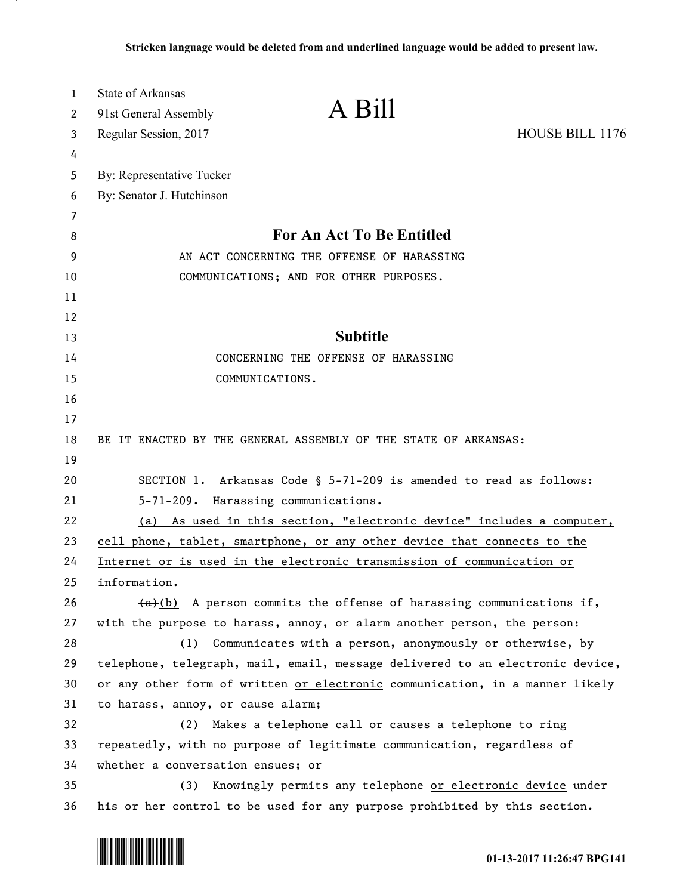**Stricken language would be deleted from and underlined language would be added to present law.**

State of Arkansas
91st General Assembly
Regular Session, 2017

# A Bill

HOUSE BILL 1176

By: Representative Tucker
By: Senator J. Hutchinson

## For An Act To Be Entitled

AN ACT CONCERNING THE OFFENSE OF HARASSING COMMUNICATIONS; AND FOR OTHER PURPOSES.

## Subtitle

CONCERNING THE OFFENSE OF HARASSING COMMUNICATIONS.

BE IT ENACTED BY THE GENERAL ASSEMBLY OF THE STATE OF ARKANSAS:

SECTION 1. Arkansas Code § 5-71-209 is amended to read as follows:

5-71-209. Harassing communications.

<u>(a) As used in this section, "electronic device" includes a computer, cell phone, tablet, smartphone, or any other device that connects to the Internet or is used in the electronic transmission of communication or information.</u>

~~(a)~~<u>(b)</u> A person commits the offense of harassing communications if, with the purpose to harass, annoy, or alarm another person, the person:

(1) Communicates with a person, anonymously or otherwise, by telephone, telegraph, mail, <u>email, message delivered to an electronic device,</u> or any other form of written <u>or electronic</u> communication, in a manner likely to harass, annoy, or cause alarm;

(2) Makes a telephone call or causes a telephone to ring repeatedly, with no purpose of legitimate communication, regardless of whether a conversation ensues; or

(3) Knowingly permits any telephone <u>or electronic device</u> under his or her control to be used for any purpose prohibited by this section.

01-13-2017 11:26:47 BPG141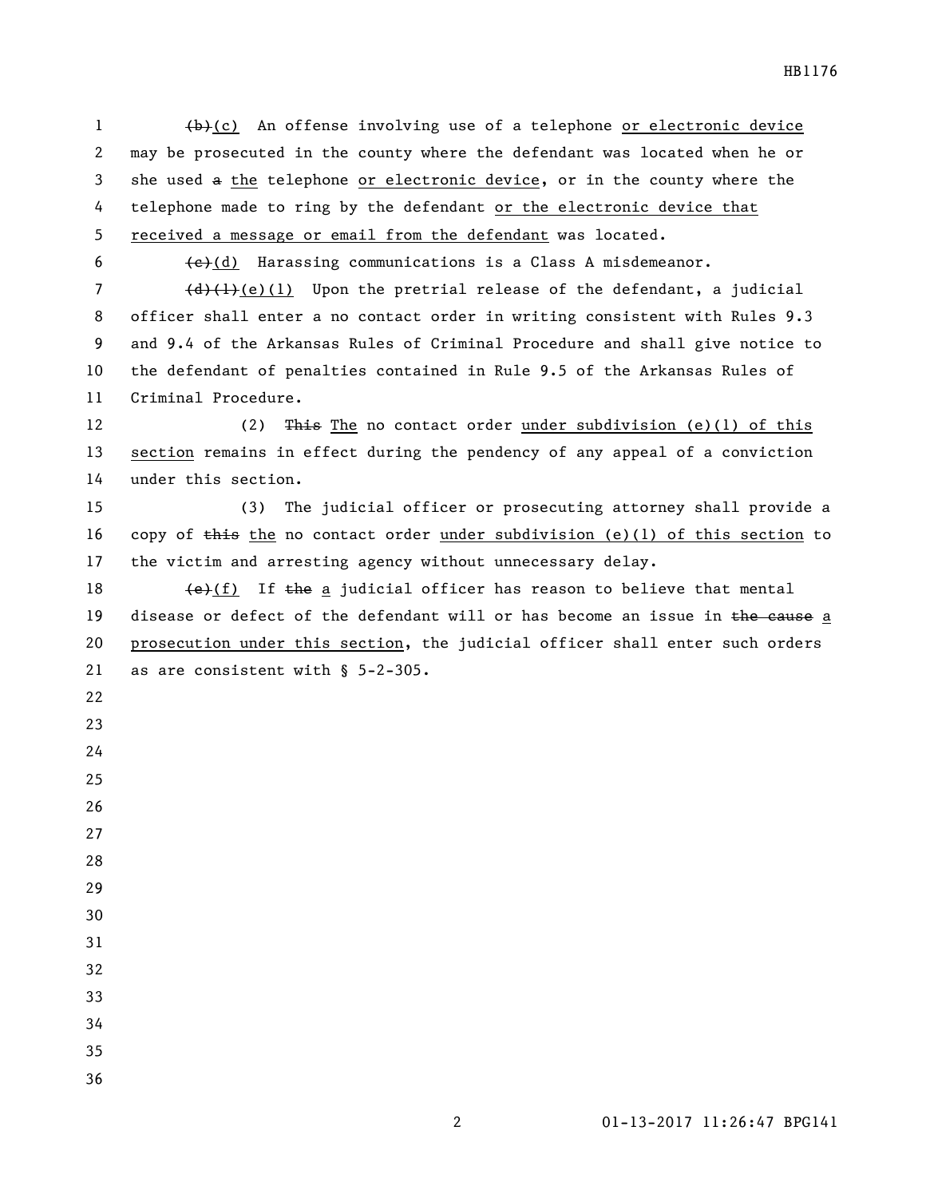~~(b)~~(c) An offense involving use of a telephone <u>or electronic device</u> may be prosecuted in the county where the defendant was located when he or she used ~~a~~ <u>the</u> telephone <u>or electronic device</u>, or in the county where the telephone made to ring by the defendant <u>or the electronic device that received a message or email from the defendant</u> was located.

~~(c)~~(d) Harassing communications is a Class A misdemeanor.

~~(d)(1)~~(e)(1) Upon the pretrial release of the defendant, a judicial officer shall enter a no contact order in writing consistent with Rules 9.3 and 9.4 of the Arkansas Rules of Criminal Procedure and shall give notice to the defendant of penalties contained in Rule 9.5 of the Arkansas Rules of Criminal Procedure.

(2) ~~This~~ <u>The</u> no contact order <u>under subdivision (e)(1) of this section</u> remains in effect during the pendency of any appeal of a conviction under this section.

(3) The judicial officer or prosecuting attorney shall provide a copy of ~~this~~ <u>the</u> no contact order <u>under subdivision (e)(1) of this section</u> to the victim and arresting agency without unnecessary delay.

~~(e)~~(f) If ~~the~~ <u>a</u> judicial officer has reason to believe that mental disease or defect of the defendant will or has become an issue in ~~the cause~~ <u>a prosecution under this section</u>, the judicial officer shall enter such orders as are consistent with § 5-2-305.